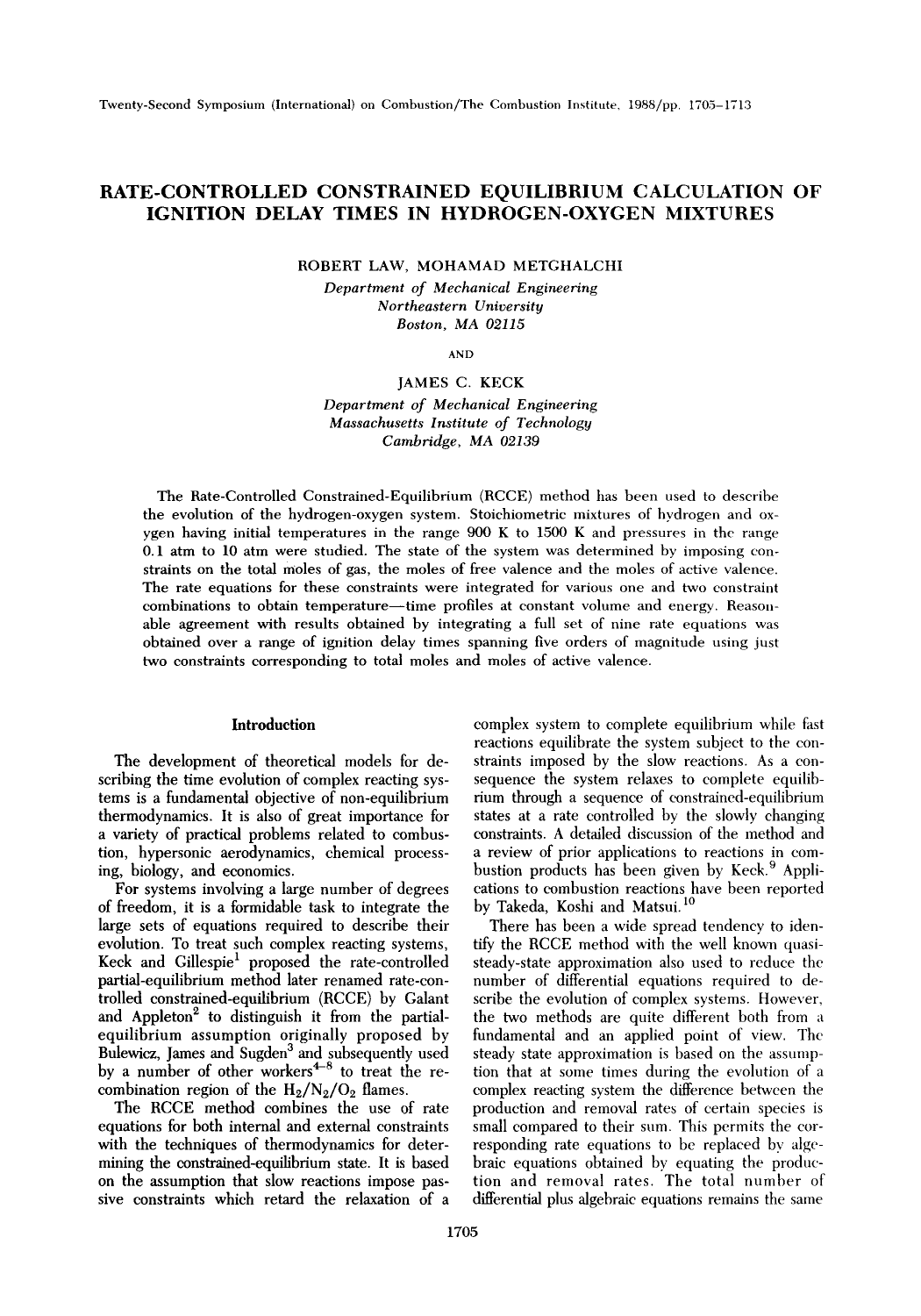# RATE-CONTROLLED CONSTRAINED EQUILIBRIUM CALCULATION OF IGNITION DELAY TIMES IN HYDROGEN-OXYGEN MIXTURES

ROBERT LAW, MOHAMAD METGHALCHI

*Department of Mechanical Engineering*
*Northeastern University*
*Boston, MA 02115*

AND

JAMES C. KECK

*Department of Mechanical Engineering*
*Massachusetts Institute of Technology*
*Cambridge, MA 02139*

The Rate-Controlled Constrained-Equilibrium (RCCE) method has been used to describe the evolution of the hydrogen-oxygen system. Stoichiometric mixtures of hydrogen and oxygen having initial temperatures in the range 900 K to 1500 K and pressures in the range 0.1 atm to 10 atm were studied. The state of the system was determined by imposing constraints on the total moles of gas, the moles of free valence and the moles of active valence. The rate equations for these constraints were integrated for various one and two constraint combinations to obtain temperature—time profiles at constant volume and energy. Reasonable agreement with results obtained by integrating a full set of nine rate equations was obtained over a range of ignition delay times spanning five orders of magnitude using just two constraints corresponding to total moles and moles of active valence.

## Introduction

The development of theoretical models for describing the time evolution of complex reacting systems is a fundamental objective of non-equilibrium thermodynamics. It is also of great importance for a variety of practical problems related to combustion, hypersonic aerodynamics, chemical processing, biology, and economics.

For systems involving a large number of degrees of freedom, it is a formidable task to integrate the large sets of equations required to describe their evolution. To treat such complex reacting systems, Keck and Gillespie[1] proposed the rate-controlled partial-equilibrium method later renamed rate-controlled constrained-equilibrium (RCCE) by Galant and Appleton[2] to distinguish it from the partial-equilibrium assumption originally proposed by Bulewicz, James and Sugden[3] and subsequently used by a number of other workers[4–8] to treat the recombination region of the $H_2/N_2/O_2$ flames.

The RCCE method combines the use of rate equations for both internal and external constraints with the techniques of thermodynamics for determining the constrained-equilibrium state. It is based on the assumption that slow reactions impose passive constraints which retard the relaxation of a complex system to complete equilibrium while fast reactions equilibrate the system subject to the constraints imposed by the slow reactions. As a consequence the system relaxes to complete equilibrium through a sequence of constrained-equilibrium states at a rate controlled by the slowly changing constraints. A detailed discussion of the method and a review of prior applications to reactions in combustion products has been given by Keck.[9] Applications to combustion reactions have been reported by Takeda, Koshi and Matsui.[10]

There has been a wide spread tendency to identify the RCCE method with the well known quasi-steady-state approximation also used to reduce the number of differential equations required to describe the evolution of complex systems. However, the two methods are quite different both from a fundamental and an applied point of view. The steady state approximation is based on the assumption that at some times during the evolution of a complex reacting system the difference between the production and removal rates of certain species is small compared to their sum. This permits the corresponding rate equations to be replaced by algebraic equations obtained by equating the production and removal rates. The total number of differential plus algebraic equations remains the same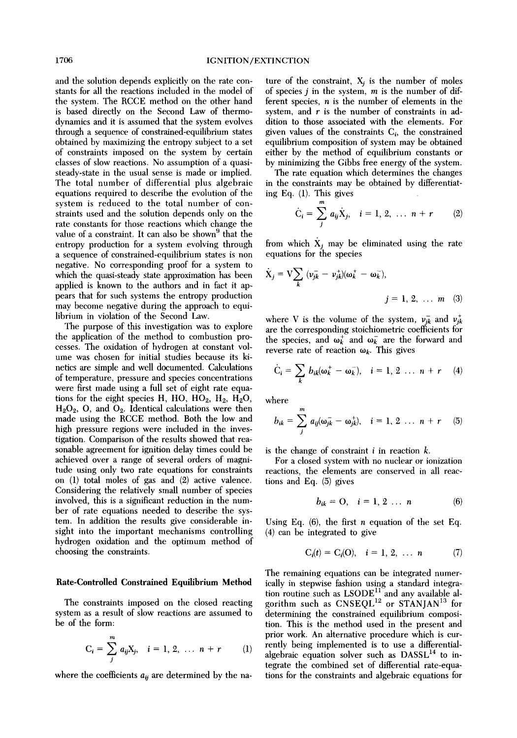and the solution depends explicitly on the rate constants for all the reactions included in the model of the system. The RCCE method on the other hand is based directly on the Second Law of thermodynamics and it is assumed that the system evolves through a sequence of constrained-equilibrium states obtained by maximizing the entropy subject to a set of constraints imposed on the system by certain classes of slow reactions. No assumption of a quasi-steady-state in the usual sense is made or implied. The total number of differential plus algebraic equations required to describe the evolution of the system is reduced to the total number of constraints used and the solution depends only on the rate constants for those reactions which change the value of a constraint. It can also be shown[9] that the entropy production for a system evolving through a sequence of constrained-equilibrium states is non negative. No corresponding proof for a system to which the quasi-steady state approximation has been applied is known to the authors and in fact it appears that for such systems the entropy production may become negative during the approach to equilibrium in violation of the Second Law.

The purpose of this investigation was to explore the application of the method to combustion processes. The oxidation of hydrogen at constant volume was chosen for initial studies because its kinetics are simple and well documented. Calculations of temperature, pressure and species concentrations were first made using a full set of eight rate equations for the eight species H, HO, $HO_2$, $H_2$, $H_2O$, $H_2O_2$, O, and $O_2$. Identical calculations were then made using the RCCE method. Both the low and high pressure regions were included in the investigation. Comparison of the results showed that reasonable agreement for ignition delay times could be achieved over a range of several orders of magnitude using only two rate equations for constraints on (1) total moles of gas and (2) active valence. Considering the relatively small number of species involved, this is a significant reduction in the number of rate equations needed to describe the system. In addition the results give considerable insight into the important mechanisms controlling hydrogen oxidation and the optimum method of choosing the constraints.

## Rate-Controlled Constrained Equilibrium Method

The constraints imposed on the closed reacting system as a result of slow reactions are assumed to be of the form:

$$C_i = \sum_j^m a_{ij} X_j, \quad i = 1, 2, \ldots n + r \tag{1}$$

where the coefficients $a_{ij}$ are determined by the nature of the constraint, $X_j$ is the number of moles of species $j$ in the system, $m$ is the number of different species, $n$ is the number of elements in the system, and $r$ is the number of constraints in addition to those associated with the elements. For given values of the constraints $C_i$, the constrained equilibrium composition of system may be obtained either by the method of equilibrium constants or by minimizing the Gibbs free energy of the system.

The rate equation which determines the changes in the constraints may be obtained by differentiating Eq. (1). This gives

$$\dot{C}_i = \sum_j^m a_{ij} \dot{X}_j, \quad i = 1, 2, \ldots n + r \tag{2}$$

from which $\dot{X}_j$ may be eliminated using the rate equations for the species

$$\dot{X}_j = V \sum_k (\nu_{jk}^- - \nu_{jk}^+)(\omega_k^+ - \omega_k^-),$$

$$j = 1, 2, \ldots m \tag{3}$$

where V is the volume of the system, $\nu_{jk}^-$ and $\nu_{jk}^+$ are the corresponding stoichiometric coefficients for the species, and $\omega_k^+$ and $\omega_k^-$ are the forward and reverse rate of reaction $\omega_k$. This gives

$$\dot{C}_i = \sum_k b_{ik}(\omega_k^+ - \omega_k^-), \quad i = 1, 2 \ldots n + r \tag{4}$$

where

$$b_{ik} = \sum_j^m a_{ij}(\omega_{jk}^- - \omega_{jk}^+), \quad i = 1, 2 \ldots n + r \tag{5}$$

is the change of constraint $i$ in reaction $k$.

For a closed system with no nuclear or ionization reactions, the elements are conserved in all reactions and Eq. (5) gives

$$b_{ik} = 0, \quad i = 1, 2 \ldots n \tag{6}$$

Using Eq. (6), the first $n$ equation of the set Eq. (4) can be integrated to give

$$C_i(t) = C_i(0), \quad i = 1, 2, \ldots n \tag{7}$$

The remaining equations can be integrated numerically in stepwise fashion using a standard integration routine such as LSODE[11] and any available algorithm such as CNSEQL[12] or STANJAN[13] for determining the constrained equilibrium composition. This is the method used in the present and prior work. An alternative procedure which is currently being implemented is to use a differential-algebraic equation solver such as DASSL[14] to integrate the combined set of differential rate-equations for the constraints and algebraic equations for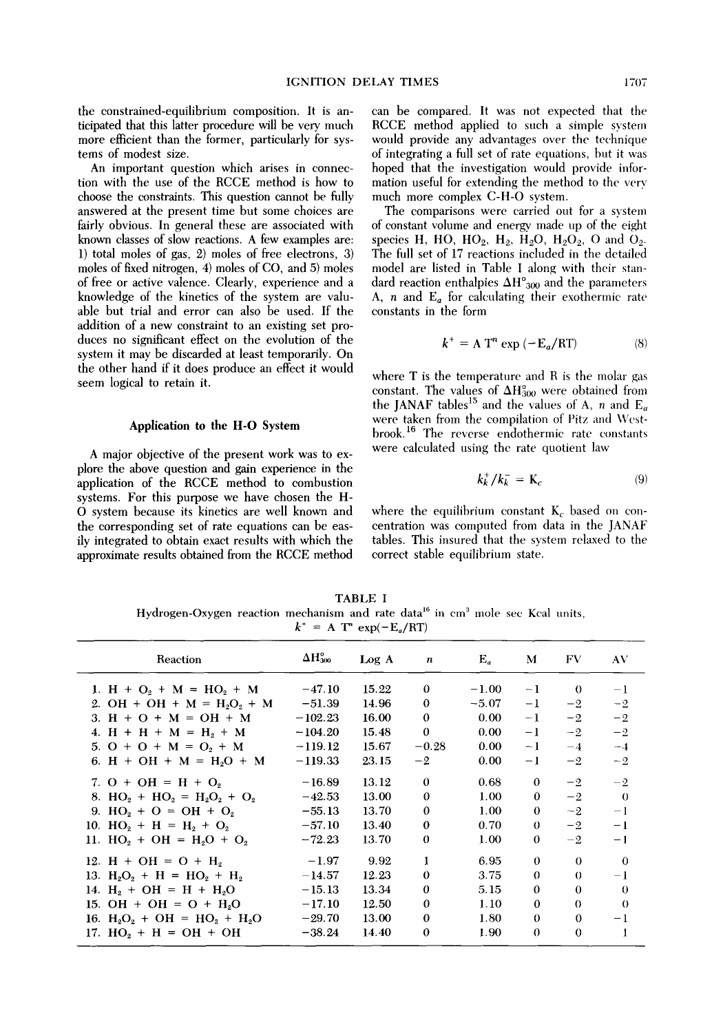the constrained-equilibrium composition. It is anticipated that this latter procedure will be very much more efficient than the former, particularly for systems of modest size.

An important question which arises in connection with the use of the RCCE method is how to choose the constraints. This question cannot be fully answered at the present time but some choices are fairly obvious. In general these are associated with known classes of slow reactions. A few examples are: 1) total moles of gas, 2) moles of free electrons, 3) moles of fixed nitrogen, 4) moles of CO, and 5) moles of free or active valence. Clearly, experience and a knowledge of the kinetics of the system are valuable but trial and error can also be used. If the addition of a new constraint to an existing set produces no significant effect on the evolution of the system it may be discarded at least temporarily. On the other hand if it does produce an effect it would seem logical to retain it.

## Application to the H-O System

A major objective of the present work was to explore the above question and gain experience in the application of the RCCE method to combustion systems. For this purpose we have chosen the H-O system because its kinetics are well known and the corresponding set of rate equations can be easily integrated to obtain exact results with which the approximate results obtained from the RCCE method can be compared. It was not expected that the RCCE method applied to such a simple system would provide any advantages over the technique of integrating a full set of rate equations, but it was hoped that the investigation would provide information useful for extending the method to the very much more complex C-H-O system.

The comparisons were carried out for a system of constant volume and energy made up of the eight species H, HO, $HO_2$, $H_2$, $H_2O$, $H_2O_2$, O and $O_2$. The full set of 17 reactions included in the detailed model are listed in Table I along with their standard reaction enthalpies $\Delta H^\circ_{300}$ and the parameters A, $n$ and $E_a$ for calculating their exothermic rate constants in the form

$$k^+ = A\, T^n \exp(-E_a/RT) \tag{8}$$

where T is the temperature and R is the molar gas constant. The values of $\Delta H^\circ_{300}$ were obtained from the JANAF tables[15] and the values of A, $n$ and $E_a$ were taken from the compilation of Pitz and Westbrook.[16] The reverse endothermic rate constants were calculated using the rate quotient law

$$k_k^+/k_k^- = K_c \tag{9}$$

where the equilibrium constant $K_c$ based on concentration was computed from data in the JANAF tables. This insured that the system relaxed to the correct stable equilibrium state.

TABLE I

Hydrogen-Oxygen reaction mechanism and rate data[16] in cm³ mole sec Kcal units, $k^+ = A\,T^n \exp(-E_a/RT)$

| Reaction | $\Delta H^\circ_{300}$ | Log A | $n$ | $E_a$ | M | FV | AV |
|---|---|---|---|---|---|---|---|
| 1. $H + O_2 + M = HO_2 + M$ | −47.10 | 15.22 | 0 | −1.00 | −1 | 0 | −1 |
| 2. $OH + OH + M = H_2O_2 + M$ | −51.39 | 14.96 | 0 | −5.07 | −1 | −2 | −2 |
| 3. $H + O + M = OH + M$ | −102.23 | 16.00 | 0 | 0.00 | −1 | −2 | −2 |
| 4. $H + H + M = H_2 + M$ | −104.20 | 15.48 | 0 | 0.00 | −1 | −2 | −2 |
| 5. $O + O + M = O_2 + M$ | −119.12 | 15.67 | −0.28 | 0.00 | −1 | −4 | −4 |
| 6. $H + OH + M = H_2O + M$ | −119.33 | 23.15 | −2 | 0.00 | −1 | −2 | −2 |
| 7. $O + OH = H + O_2$ | −16.89 | 13.12 | 0 | 0.68 | 0 | −2 | −2 |
| 8. $HO_2 + HO_2 = H_2O_2 + O_2$ | −42.53 | 13.00 | 0 | 1.00 | 0 | −2 | 0 |
| 9. $HO_2 + O = OH + O_2$ | −55.13 | 13.70 | 0 | 1.00 | 0 | −2 | −1 |
| 10. $HO_2 + H = H_2 + O_2$ | −57.10 | 13.40 | 0 | 0.70 | 0 | −2 | −1 |
| 11. $HO_2 + OH = H_2O + O_2$ | −72.23 | 13.70 | 0 | 1.00 | 0 | −2 | −1 |
| 12. $H + OH = O + H_2$ | −1.97 | 9.92 | 1 | 6.95 | 0 | 0 | 0 |
| 13. $H_2O_2 + H = HO_2 + H_2$ | −14.57 | 12.23 | 0 | 3.75 | 0 | 0 | −1 |
| 14. $H_2 + OH = H + H_2O$ | −15.13 | 13.34 | 0 | 5.15 | 0 | 0 | 0 |
| 15. $OH + OH = O + H_2O$ | −17.10 | 12.50 | 0 | 1.10 | 0 | 0 | 0 |
| 16. $H_2O_2 + OH = HO_2 + H_2O$ | −29.70 | 13.00 | 0 | 1.80 | 0 | 0 | −1 |
| 17. $HO_2 + H = OH + OH$ | −38.24 | 14.40 | 0 | 1.90 | 0 | 0 | 1 |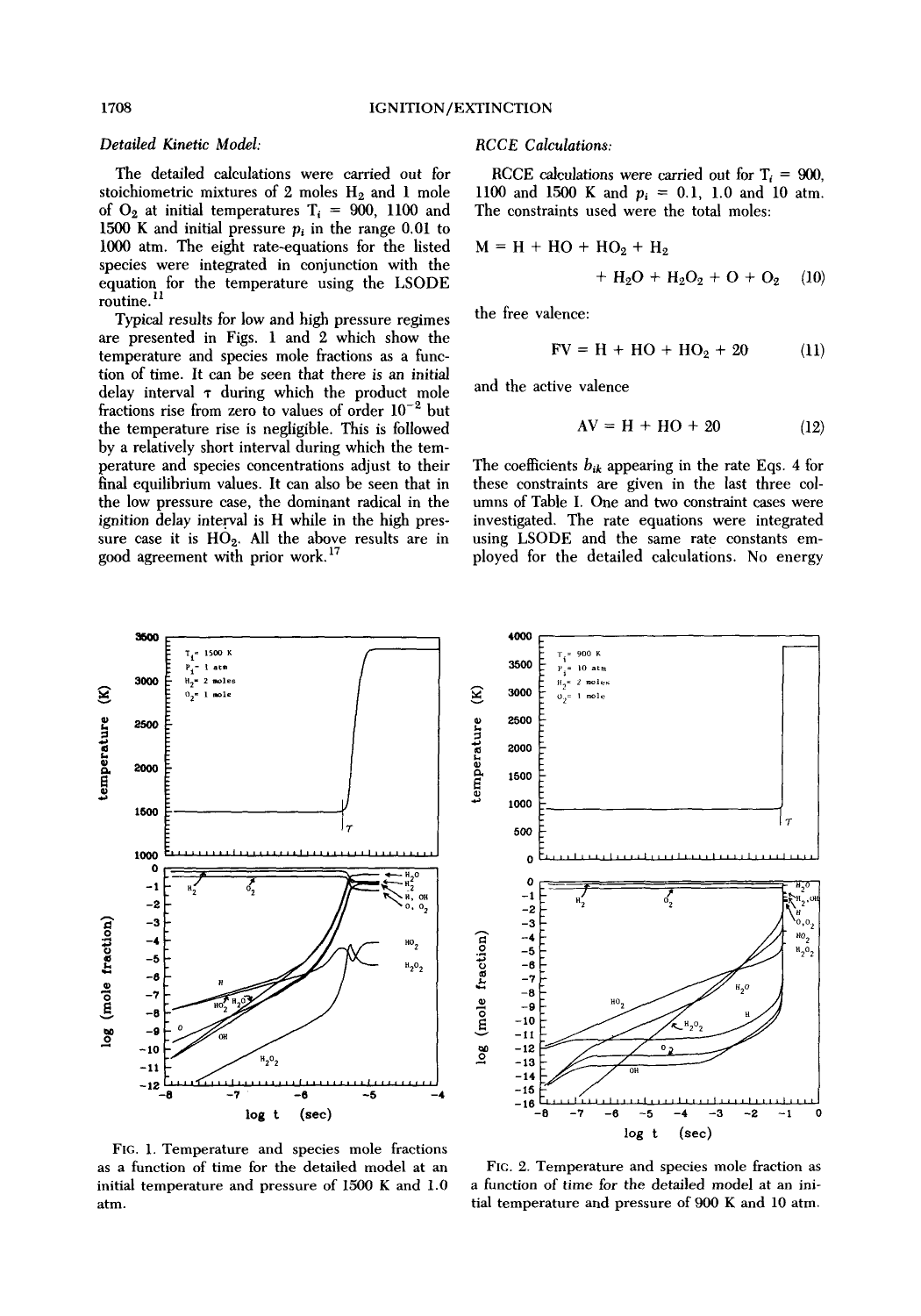*Detailed Kinetic Model:*

The detailed calculations were carried out for stoichiometric mixtures of 2 moles $H_2$ and 1 mole of $O_2$ at initial temperatures $T_i$ = 900, 1100 and 1500 K and initial pressure $p_i$ in the range 0.01 to 1000 atm. The eight rate-equations for the listed species were integrated in conjunction with the equation for the temperature using the LSODE routine.[11]

Typical results for low and high pressure regimes are presented in Figs. 1 and 2 which show the temperature and species mole fractions as a function of time. It can be seen that there is an initial delay interval $\tau$ during which the product mole fractions rise from zero to values of order $10^{-2}$ but the temperature rise is negligible. This is followed by a relatively short interval during which the temperature and species concentrations adjust to their final equilibrium values. It can also be seen that in the low pressure case, the dominant radical in the ignition delay interval is H while in the high pressure case it is $HO_2$. All the above results are in good agreement with prior work.[17]

*RCCE Calculations:*

RCCE calculations were carried out for $T_i$ = 900, 1100 and 1500 K and $p_i$ = 0.1, 1.0 and 10 atm. The constraints used were the total moles:

$$M = H + HO + HO_2 + H_2 + H_2O + H_2O_2 + O + O_2 \quad (10)$$

the free valence:

$$FV = H + HO + HO_2 + 2O \quad (11)$$

and the active valence

$$AV = H + HO + 2O \quad (12)$$

The coefficients $b_{ik}$ appearing in the rate Eqs. 4 for these constraints are given in the last three columns of Table I. One and two constraint cases were investigated. The rate equations were integrated using LSODE and the same rate constants employed for the detailed calculations. No energy

FIG. 1. Temperature and species mole fractions as a function of time for the detailed model at an initial temperature and pressure of 1500 K and 1.0 atm.

FIG. 2. Temperature and species mole fraction as a function of time for the detailed model at an initial temperature and pressure of 900 K and 10 atm.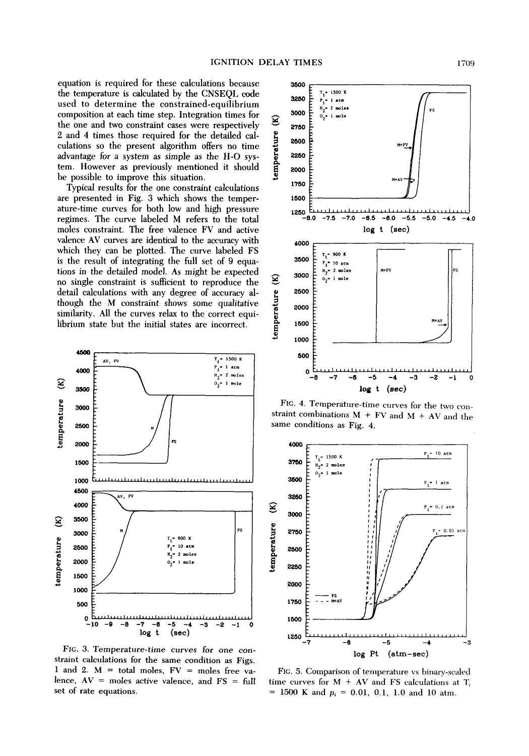equation is required for these calculations because the temperature is calculated by the CNSEQL code used to determine the constrained-equilibrium composition at each time step. Integration times for the one and two constraint cases were respectively 2 and 4 times those required for the detailed calculations so the present algorithm offers no time advantage for a system as simple as the H-O system. However as previously mentioned it should be possible to improve this situation.

Typical results for the one constraint calculations are presented in Fig. 3 which shows the temperature-time curves for both low and high pressure regimes. The curve labeled M refers to the total moles constraint. The free valence FV and active valence AV curves are identical to the accuracy with which they can be plotted. The curve labeled FS is the result of integrating the full set of 9 equations in the detailed model. As might be expected no single constraint is sufficient to reproduce the detail calculations with any degree of accuracy although the M constraint shows some qualitative similarity. All the curves relax to the correct equilibrium state but the initial states are incorrect.

FIG. 3. Temperature-time curves for one constraint calculations for the same condition as Figs. 1 and 2. M = total moles, FV = moles free valence, AV = moles active valence, and FS = full set of rate equations.

FIG. 4. Temperature-time curves for the two constraint combinations M + FV and M + AV and the same conditions as Fig. 4.

FIG. 5. Comparison of temperature vs binary-scaled time curves for M + AV and FS calculations at $T_i$ = 1500 K and $p_i$ = 0.01, 0.1, 1.0 and 10 atm.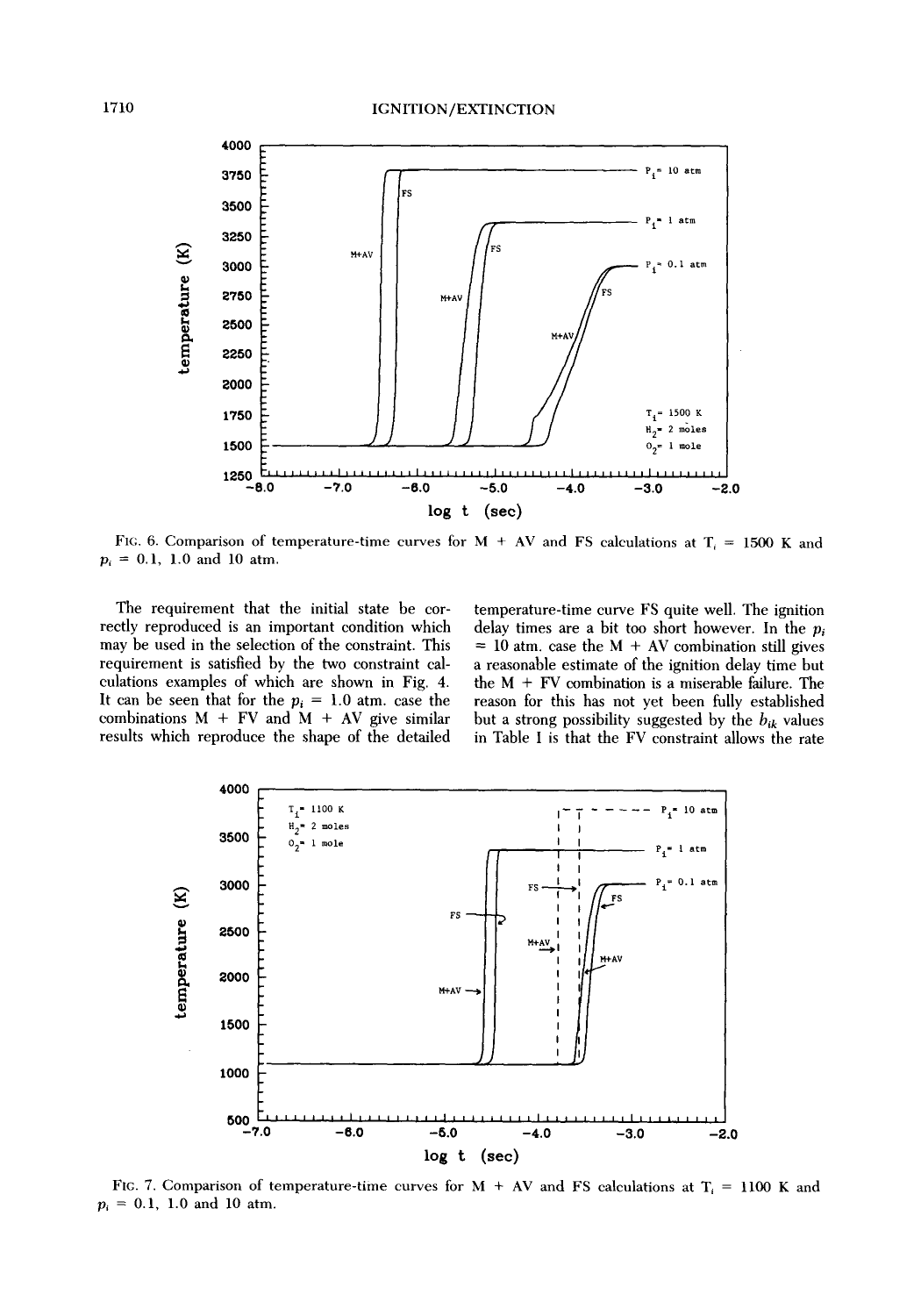FIG. 6. Comparison of temperature-time curves for M + AV and FS calculations at $T_i$ = 1500 K and $p_i$ = 0.1, 1.0 and 10 atm.

The requirement that the initial state be correctly reproduced is an important condition which may be used in the selection of the constraint. This requirement is satisfied by the two constraint calculations examples of which are shown in Fig. 4. It can be seen that for the $p_i$ = 1.0 atm. case the combinations M + FV and M + AV give similar results which reproduce the shape of the detailed temperature-time curve FS quite well. The ignition delay times are a bit too short however. In the $p_i$ = 10 atm. case the M + AV combination still gives a reasonable estimate of the ignition delay time but the M + FV combination is a miserable failure. The reason for this has not yet been fully established but a strong possibility suggested by the $b_{ik}$ values in Table I is that the FV constraint allows the rate

FIG. 7. Comparison of temperature-time curves for M + AV and FS calculations at $T_i$ = 1100 K and $p_i$ = 0.1, 1.0 and 10 atm.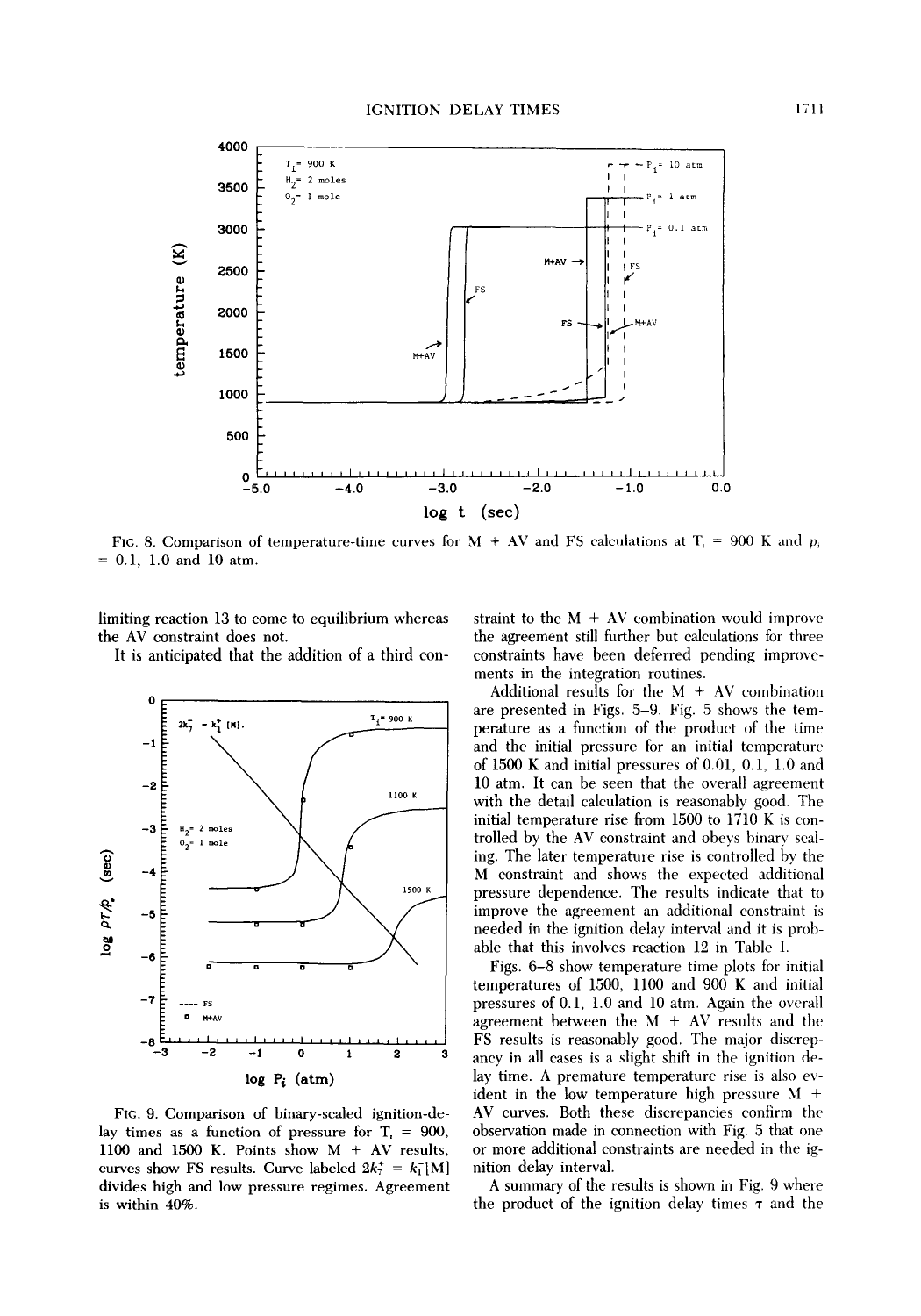FIG. 8. Comparison of temperature-time curves for M + AV and FS calculations at $T_i$ = 900 K and $p_i$ = 0.1, 1.0 and 10 atm.

limiting reaction 13 to come to equilibrium whereas the AV constraint does not.

It is anticipated that the addition of a third constraint to the M + AV combination would improve the agreement still further but calculations for three constraints have been deferred pending improvements in the integration routines.

Additional results for the M + AV combination are presented in Figs. 5–9. Fig. 5 shows the temperature as a function of the product of the time and the initial pressure for an initial temperature of 1500 K and initial pressures of 0.01, 0.1, 1.0 and 10 atm. It can be seen that the overall agreement with the detail calculation is reasonably good. The initial temperature rise from 1500 to 1710 K is controlled by the AV constraint and obeys binary scaling. The later temperature rise is controlled by the M constraint and shows the expected additional pressure dependence. The results indicate that to improve the agreement an additional constraint is needed in the ignition delay interval and it is probable that this involves reaction 12 in Table I.

Figs. 6–8 show temperature time plots for initial temperatures of 1500, 1100 and 900 K and initial pressures of 0.1, 1.0 and 10 atm. Again the overall agreement between the M + AV results and the FS results is reasonably good. The major discrepancy in all cases is a slight shift in the ignition delay time. A premature temperature rise is also evident in the low temperature high pressure M + AV curves. Both these discrepancies confirm the observation made in connection with Fig. 5 that one or more additional constraints are needed in the ignition delay interval.

A summary of the results is shown in Fig. 9 where the product of the ignition delay times $\tau$ and the

FIG. 9. Comparison of binary-scaled ignition-delay times as a function of pressure for $T_i$ = 900, 1100 and 1500 K. Points show M + AV results, curves show FS results. Curve labeled $2k_7^+ = k_1^-[M]$ divides high and low pressure regimes. Agreement is within 40%.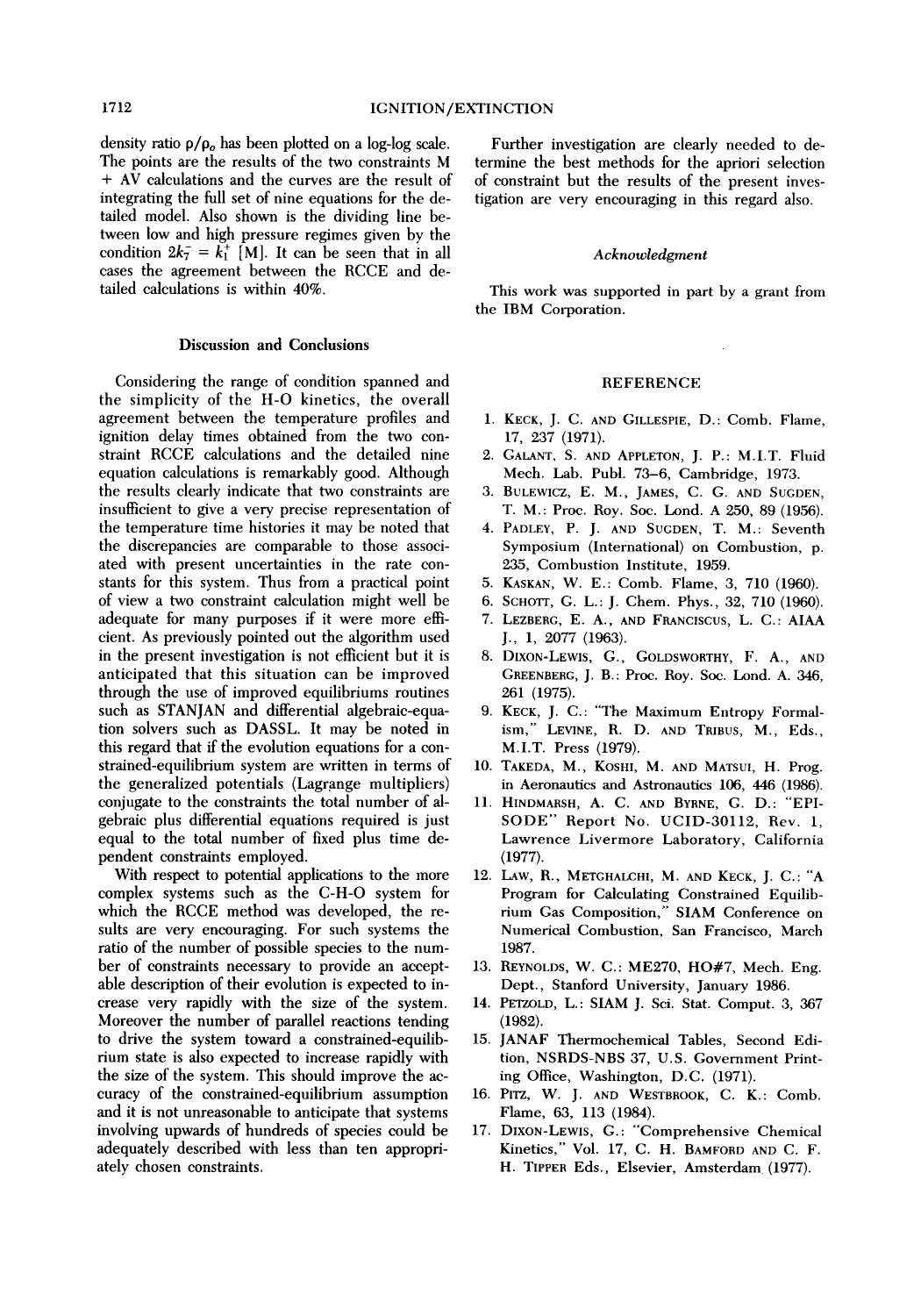density ratio $\rho/\rho_o$ has been plotted on a log-log scale. The points are the results of the two constraints M + AV calculations and the curves are the result of integrating the full set of nine equations for the detailed model. Also shown is the dividing line between low and high pressure regimes given by the condition $2k_7^- = k_1^+ [M]$. It can be seen that in all cases the agreement between the RCCE and detailed calculations is within 40%.

## Discussion and Conclusions

Considering the range of condition spanned and the simplicity of the H-O kinetics, the overall agreement between the temperature profiles and ignition delay times obtained from the two constraint RCCE calculations and the detailed nine equation calculations is remarkably good. Although the results clearly indicate that two constraints are insufficient to give a very precise representation of the temperature time histories it may be noted that the discrepancies are comparable to those associated with present uncertainties in the rate constants for this system. Thus from a practical point of view a two constraint calculation might well be adequate for many purposes if it were more efficient. As previously pointed out the algorithm used in the present investigation is not efficient but it is anticipated that this situation can be improved through the use of improved equilibriums routines such as STANJAN and differential algebraic-equation solvers such as DASSL. It may be noted in this regard that if the evolution equations for a constrained-equilibrium system are written in terms of the generalized potentials (Lagrange multipliers) conjugate to the constraints the total number of algebraic plus differential equations required is just equal to the total number of fixed plus time dependent constraints employed.

With respect to potential applications to the more complex systems such as the C-H-O system for which the RCCE method was developed, the results are very encouraging. For such systems the ratio of the number of possible species to the number of constraints necessary to provide an acceptable description of their evolution is expected to increase very rapidly with the size of the system. Moreover the number of parallel reactions tending to drive the system toward a constrained-equilibrium state is also expected to increase rapidly with the size of the system. This should improve the accuracy of the constrained-equilibrium assumption and it is not unreasonable to anticipate that systems involving upwards of hundreds of species could be adequately described with less than ten appropriately chosen constraints.

Further investigation are clearly needed to determine the best methods for the apriori selection of constraint but the results of the present investigation are very encouraging in this regard also.

### *Acknowledgment*

This work was supported in part by a grant from the IBM Corporation.

## REFERENCE

1. Keck, J. C. and Gillespie, D.: Comb. Flame, 17, 237 (1971).
2. Galant, S. and Appleton, J. P.: M.I.T. Fluid Mech. Lab. Publ. 73–6, Cambridge, 1973.
3. Bulewicz, E. M., James, C. G. and Sugden, T. M.: Proc. Roy. Soc. Lond. A 250, 89 (1956).
4. Padley, P. J. and Sugden, T. M.: Seventh Symposium (International) on Combustion, p. 235, Combustion Institute, 1959.
5. Kaskan, W. E.: Comb. Flame, 3, 710 (1960).
6. Schott, G. L.: J. Chem. Phys., 32, 710 (1960).
7. Lezberg, E. A., and Franciscus, L. C.: AIAA J., 1, 2077 (1963).
8. Dixon-Lewis, G., Goldsworthy, F. A., and Greenberg, J. B.: Proc. Roy. Soc. Lond. A. 346, 261 (1975).
9. Keck, J. C.: "The Maximum Entropy Formalism," Levine, R. D. and Tribus, M., Eds., M.I.T. Press (1979).
10. Takeda, M., Koshi, M. and Matsui, H. Prog. in Aeronautics and Astronautics 106, 446 (1986).
11. Hindmarsh, A. C. and Byrne, G. D.: "EPISODE" Report No. UCID-30112, Rev. 1, Lawrence Livermore Laboratory, California (1977).
12. Law, R., Metghalchi, M. and Keck, J. C.: "A Program for Calculating Constrained Equilibrium Gas Composition," SIAM Conference on Numerical Combustion, San Francisco, March 1987.
13. Reynolds, W. C.: ME270, HO#7, Mech. Eng. Dept., Stanford University, January 1986.
14. Petzold, L.: SIAM J. Sci. Stat. Comput. 3, 367 (1982).
15. JANAF Thermochemical Tables, Second Edition, NSRDS-NBS 37, U.S. Government Printing Office, Washington, D.C. (1971).
16. Pitz, W. J. and Westbrook, C. K.: Comb. Flame, 63, 113 (1984).
17. Dixon-Lewis, G.: "Comprehensive Chemical Kinetics," Vol. 17, C. H. Bamford and C. F. H. Tipper Eds., Elsevier, Amsterdam (1977).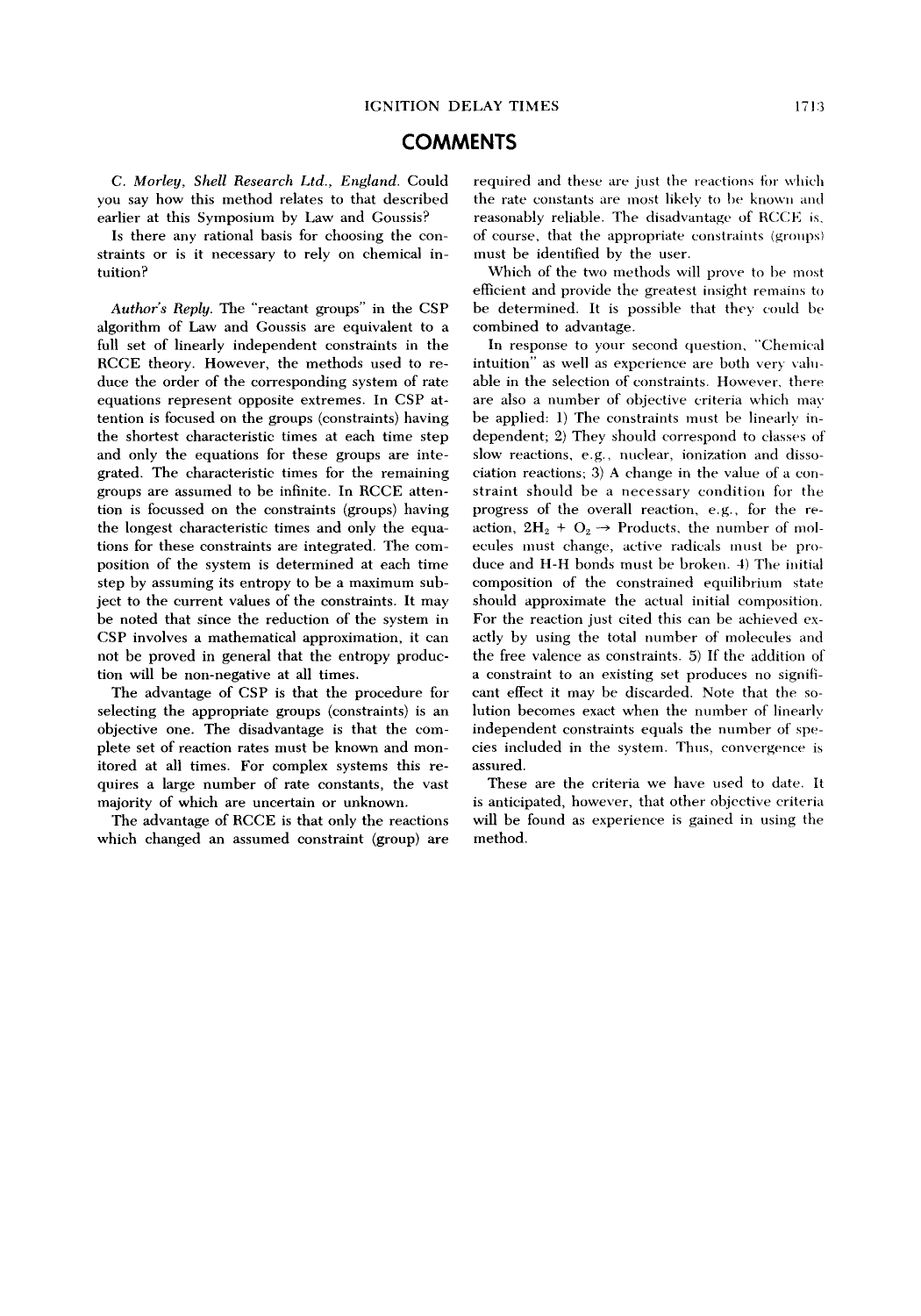## COMMENTS

*C. Morley, Shell Research Ltd., England.* Could you say how this method relates to that described earlier at this Symposium by Law and Goussis?

Is there any rational basis for choosing the constraints or is it necessary to rely on chemical intuition?

*Author's Reply.* The "reactant groups" in the CSP algorithm of Law and Goussis are equivalent to a full set of linearly independent constraints in the RCCE theory. However, the methods used to reduce the order of the corresponding system of rate equations represent opposite extremes. In CSP attention is focused on the groups (constraints) having the shortest characteristic times at each time step and only the equations for these groups are integrated. The characteristic times for the remaining groups are assumed to be infinite. In RCCE attention is focussed on the constraints (groups) having the longest characteristic times and only the equations for these constraints are integrated. The composition of the system is determined at each time step by assuming its entropy to be a maximum subject to the current values of the constraints. It may be noted that since the reduction of the system in CSP involves a mathematical approximation, it can not be proved in general that the entropy production will be non-negative at all times.

The advantage of CSP is that the procedure for selecting the appropriate groups (constraints) is an objective one. The disadvantage is that the complete set of reaction rates must be known and monitored at all times. For complex systems this requires a large number of rate constants, the vast majority of which are uncertain or unknown.

The advantage of RCCE is that only the reactions which changed an assumed constraint (group) are required and these are just the reactions for which the rate constants are most likely to be known and reasonably reliable. The disadvantage of RCCE is, of course, that the appropriate constraints (groups) must be identified by the user.

Which of the two methods will prove to be most efficient and provide the greatest insight remains to be determined. It is possible that they could be combined to advantage.

In response to your second question, "Chemical intuition" as well as experience are both very valuable in the selection of constraints. However, there are also a number of objective criteria which may be applied: 1) The constraints must be linearly independent; 2) They should correspond to classes of slow reactions, e.g., nuclear, ionization and dissociation reactions; 3) A change in the value of a constraint should be a necessary condition for the progress of the overall reaction, e.g., for the reaction, $2H_2 + O_2 \rightarrow$ Products, the number of molecules must change, active radicals must be produce and H-H bonds must be broken. 4) The initial composition of the constrained equilibrium state should approximate the actual initial composition. For the reaction just cited this can be achieved exactly by using the total number of molecules and the free valence as constraints. 5) If the addition of a constraint to an existing set produces no significant effect it may be discarded. Note that the solution becomes exact when the number of linearly independent constraints equals the number of species included in the system. Thus, convergence is assured.

These are the criteria we have used to date. It is anticipated, however, that other objective criteria will be found as experience is gained in using the method.